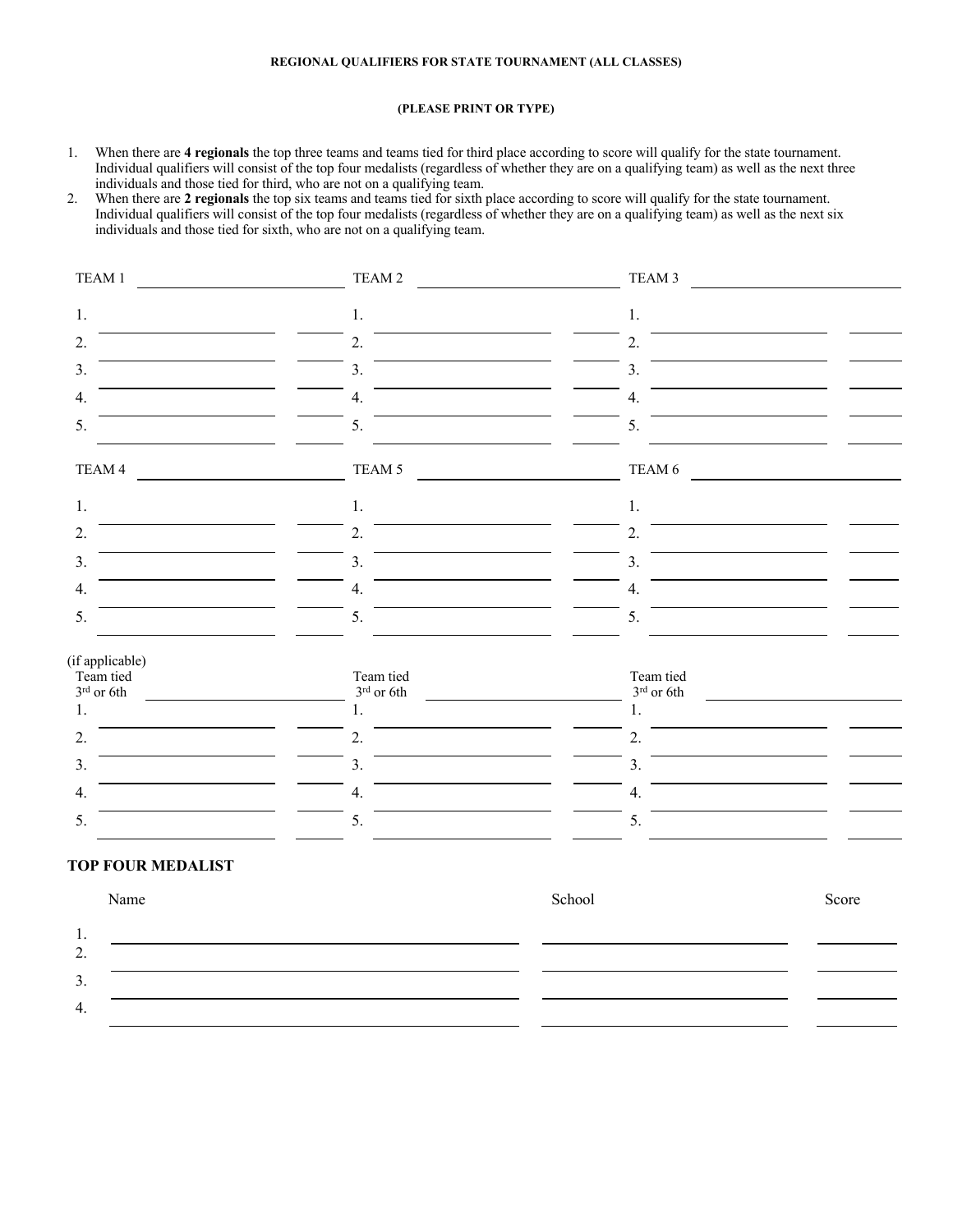**REGIONAL QUALIFIERS FOR STATE TOURNAMENT (ALL CLASSES)**

**(PLEASE PRINT OR TYPE)**

1. When there are **4 regionals** the top three teams and teams tied for third place according to score will qualify for the state tournament. Individual qualifiers will consist of the top four medalists (regardless of whether they are on a qualifying team) as well as the next three individuals and those tied for third, who are not on a qualifying team.
2. When there are **2 regionals** the top six teams and teams tied for sixth place according to score will qualify for the state tournament. Individual qualifiers will consist of the top four medalists (regardless of whether they are on a qualifying team) as well as the next six individuals and those tied for sixth, who are not on a qualifying team.

TEAM 1 ______________________

1. ______________ ______
2. ______________ ______
3. ______________ ______
4. ______________ ______
5. ______________ ______

TEAM 2 ______________________

1. ______________ ______
2. ______________ ______
3. ______________ ______
4. ______________ ______
5. ______________ ______

TEAM 3 ______________________

1. ______________ ______
2. ______________ ______
3. ______________ ______
4. ______________ ______
5. ______________ ______

TEAM 4 ______________________

1. ______________ ______
2. ______________ ______
3. ______________ ______
4. ______________ ______
5. ______________ ______

TEAM 5 ______________________

1. ______________ ______
2. ______________ ______
3. ______________ ______
4. ______________ ______
5. ______________ ______

TEAM 6 ______________________

1. ______________ ______
2. ______________ ______
3. ______________ ______
4. ______________ ______
5. ______________ ______

(if applicable)
Team tied 3rd or 6th ______________________

1. ______________ ______
2. ______________ ______
3. ______________ ______
4. ______________ ______
5. ______________ ______

Team tied 3rd or 6th ______________________

1. ______________ ______
2. ______________ ______
3. ______________ ______
4. ______________ ______
5. ______________ ______

Team tied 3rd or 6th ______________________

1. ______________ ______
2. ______________ ______
3. ______________ ______
4. ______________ ______
5. ______________ ______

## TOP FOUR MEDALIST

| | Name | School | Score |
|---|---|---|---|
| 1. | | | |
| 2. | | | |
| 3. | | | |
| 4. | | | |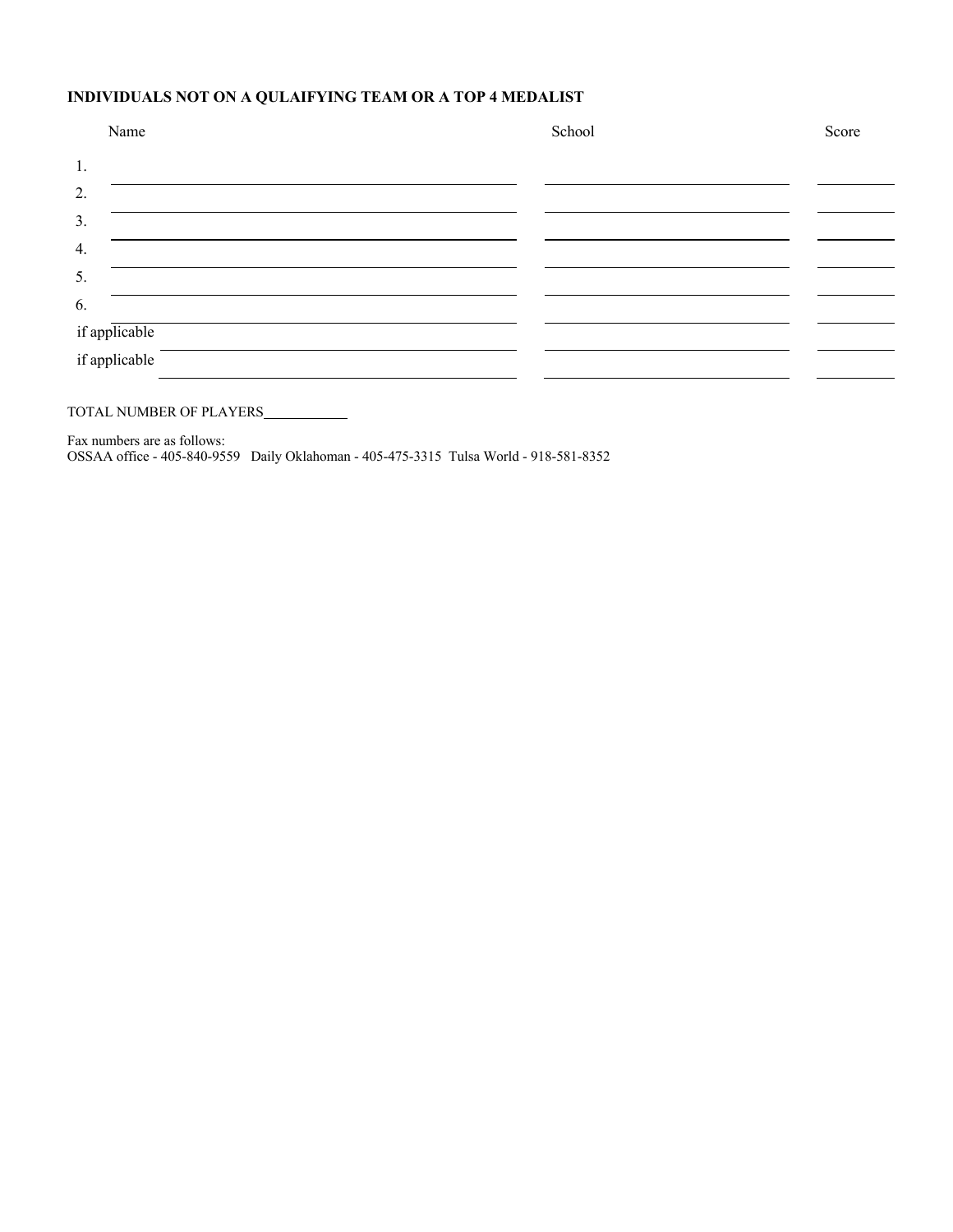**INDIVIDUALS NOT ON A QULAIFYING TEAM OR A TOP 4 MEDALIST**

| | Name | School | Score |
|---|---|---|---|
| 1. | | | |
| 2. | | | |
| 3. | | | |
| 4. | | | |
| 5. | | | |
| 6. | | | |
| if applicable | | | |
| if applicable | | | |

TOTAL NUMBER OF PLAYERS____________

Fax numbers are as follows:
OSSAA office - 405-840-9559   Daily Oklahoman - 405-475-3315  Tulsa World - 918-581-8352